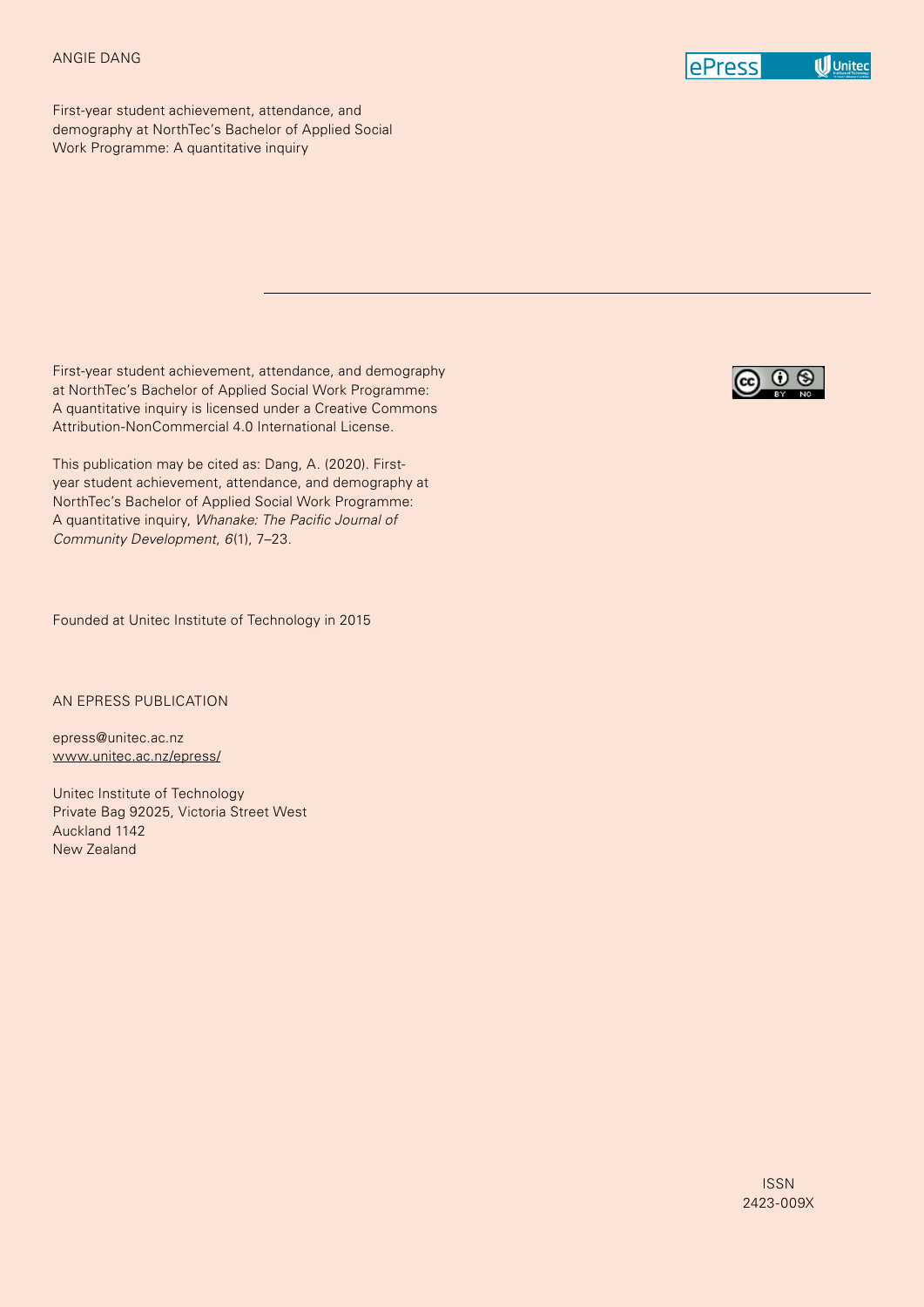ANGIE DANG

First-year student achievement, attendance, and demography at NorthTec's Bachelor of Applied Social Work Programme: A quantitative inquiry

---

First-year student achievement, attendance, and demography at NorthTec's Bachelor of Applied Social Work Programme: A quantitative inquiry is licensed under a Creative Commons Attribution-NonCommercial 4.0 International License.

This publication may be cited as: Dang, A. (2020). First-year student achievement, attendance, and demography at NorthTec's Bachelor of Applied Social Work Programme: A quantitative inquiry, *Whanake: The Pacific Journal of Community Development*, *6*(1), 7–23.

Founded at Unitec Institute of Technology in 2015

AN EPRESS PUBLICATION

epress@unitec.ac.nz
www.unitec.ac.nz/epress/

Unitec Institute of Technology
Private Bag 92025, Victoria Street West
Auckland 1142
New Zealand

ISSN
2423-009X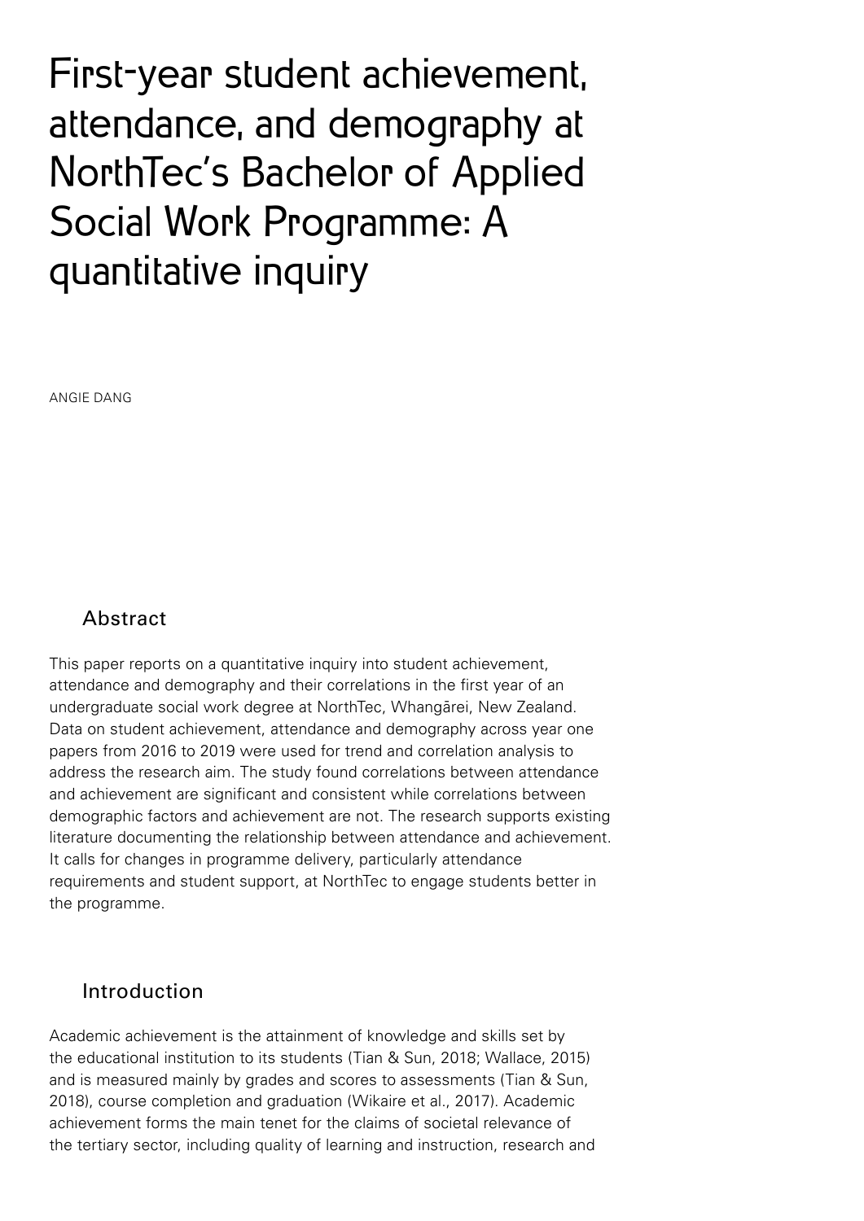# First-year student achievement, attendance, and demography at NorthTec's Bachelor of Applied Social Work Programme: A quantitative inquiry

ANGIE DANG

## Abstract

This paper reports on a quantitative inquiry into student achievement, attendance and demography and their correlations in the first year of an undergraduate social work degree at NorthTec, Whangārei, New Zealand. Data on student achievement, attendance and demography across year one papers from 2016 to 2019 were used for trend and correlation analysis to address the research aim. The study found correlations between attendance and achievement are significant and consistent while correlations between demographic factors and achievement are not. The research supports existing literature documenting the relationship between attendance and achievement. It calls for changes in programme delivery, particularly attendance requirements and student support, at NorthTec to engage students better in the programme.

## Introduction

Academic achievement is the attainment of knowledge and skills set by the educational institution to its students (Tian & Sun, 2018; Wallace, 2015) and is measured mainly by grades and scores to assessments (Tian & Sun, 2018), course completion and graduation (Wikaire et al., 2017). Academic achievement forms the main tenet for the claims of societal relevance of the tertiary sector, including quality of learning and instruction, research and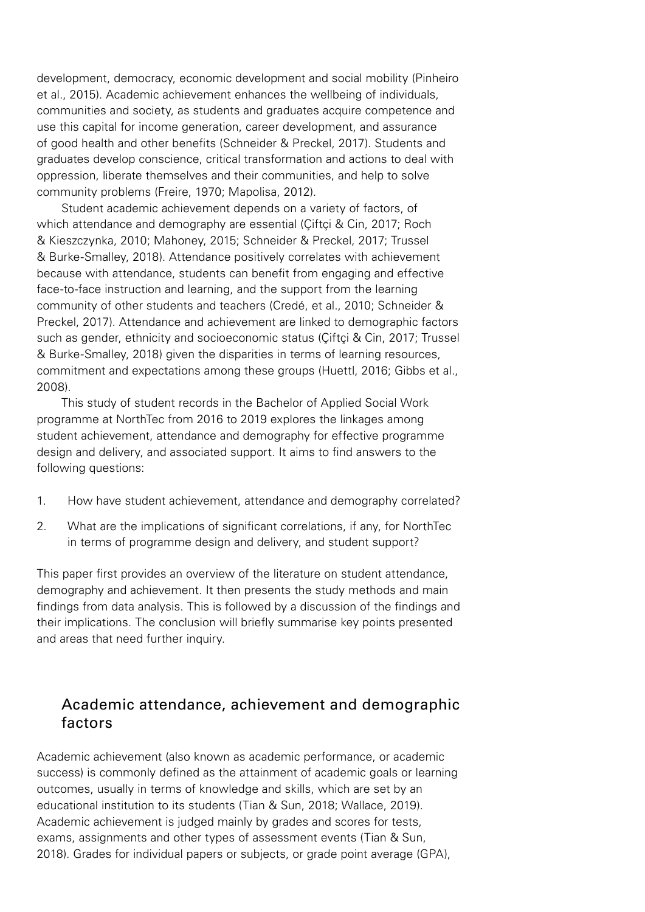development, democracy, economic development and social mobility (Pinheiro et al., 2015). Academic achievement enhances the wellbeing of individuals, communities and society, as students and graduates acquire competence and use this capital for income generation, career development, and assurance of good health and other benefits (Schneider & Preckel, 2017). Students and graduates develop conscience, critical transformation and actions to deal with oppression, liberate themselves and their communities, and help to solve community problems (Freire, 1970; Mapolisa, 2012).

Student academic achievement depends on a variety of factors, of which attendance and demography are essential (Çiftçi & Cin, 2017; Roch & Kieszczynka, 2010; Mahoney, 2015; Schneider & Preckel, 2017; Trussel & Burke-Smalley, 2018). Attendance positively correlates with achievement because with attendance, students can benefit from engaging and effective face-to-face instruction and learning, and the support from the learning community of other students and teachers (Credé, et al., 2010; Schneider & Preckel, 2017). Attendance and achievement are linked to demographic factors such as gender, ethnicity and socioeconomic status (Çiftçi & Cin, 2017; Trussel & Burke-Smalley, 2018) given the disparities in terms of learning resources, commitment and expectations among these groups (Huettl, 2016; Gibbs et al., 2008).

This study of student records in the Bachelor of Applied Social Work programme at NorthTec from 2016 to 2019 explores the linkages among student achievement, attendance and demography for effective programme design and delivery, and associated support. It aims to find answers to the following questions:

1. How have student achievement, attendance and demography correlated?
2. What are the implications of significant correlations, if any, for NorthTec in terms of programme design and delivery, and student support?

This paper first provides an overview of the literature on student attendance, demography and achievement. It then presents the study methods and main findings from data analysis. This is followed by a discussion of the findings and their implications. The conclusion will briefly summarise key points presented and areas that need further inquiry.

## Academic attendance, achievement and demographic factors

Academic achievement (also known as academic performance, or academic success) is commonly defined as the attainment of academic goals or learning outcomes, usually in terms of knowledge and skills, which are set by an educational institution to its students (Tian & Sun, 2018; Wallace, 2019). Academic achievement is judged mainly by grades and scores for tests, exams, assignments and other types of assessment events (Tian & Sun, 2018). Grades for individual papers or subjects, or grade point average (GPA),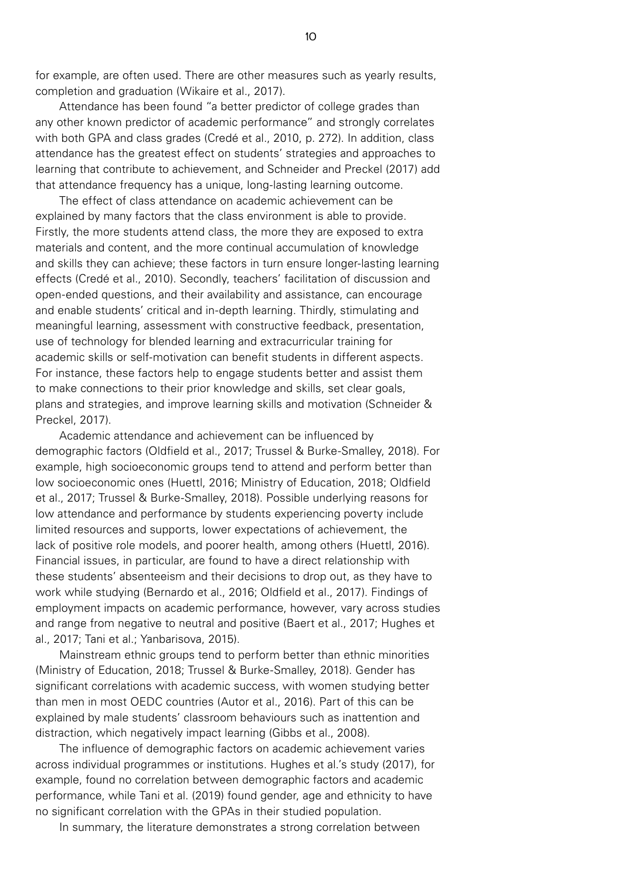for example, are often used. There are other measures such as yearly results, completion and graduation (Wikaire et al., 2017).

Attendance has been found "a better predictor of college grades than any other known predictor of academic performance" and strongly correlates with both GPA and class grades (Credé et al., 2010, p. 272). In addition, class attendance has the greatest effect on students' strategies and approaches to learning that contribute to achievement, and Schneider and Preckel (2017) add that attendance frequency has a unique, long-lasting learning outcome.

The effect of class attendance on academic achievement can be explained by many factors that the class environment is able to provide. Firstly, the more students attend class, the more they are exposed to extra materials and content, and the more continual accumulation of knowledge and skills they can achieve; these factors in turn ensure longer-lasting learning effects (Credé et al., 2010). Secondly, teachers' facilitation of discussion and open-ended questions, and their availability and assistance, can encourage and enable students' critical and in-depth learning. Thirdly, stimulating and meaningful learning, assessment with constructive feedback, presentation, use of technology for blended learning and extracurricular training for academic skills or self-motivation can benefit students in different aspects. For instance, these factors help to engage students better and assist them to make connections to their prior knowledge and skills, set clear goals, plans and strategies, and improve learning skills and motivation (Schneider & Preckel, 2017).

Academic attendance and achievement can be influenced by demographic factors (Oldfield et al., 2017; Trussel & Burke-Smalley, 2018). For example, high socioeconomic groups tend to attend and perform better than low socioeconomic ones (Huettl, 2016; Ministry of Education, 2018; Oldfield et al., 2017; Trussel & Burke-Smalley, 2018). Possible underlying reasons for low attendance and performance by students experiencing poverty include limited resources and supports, lower expectations of achievement, the lack of positive role models, and poorer health, among others (Huettl, 2016). Financial issues, in particular, are found to have a direct relationship with these students' absenteeism and their decisions to drop out, as they have to work while studying (Bernardo et al., 2016; Oldfield et al., 2017). Findings of employment impacts on academic performance, however, vary across studies and range from negative to neutral and positive (Baert et al., 2017; Hughes et al., 2017; Tani et al.; Yanbarisova, 2015).

Mainstream ethnic groups tend to perform better than ethnic minorities (Ministry of Education, 2018; Trussel & Burke-Smalley, 2018). Gender has significant correlations with academic success, with women studying better than men in most OEDC countries (Autor et al., 2016). Part of this can be explained by male students' classroom behaviours such as inattention and distraction, which negatively impact learning (Gibbs et al., 2008).

The influence of demographic factors on academic achievement varies across individual programmes or institutions. Hughes et al.'s study (2017), for example, found no correlation between demographic factors and academic performance, while Tani et al. (2019) found gender, age and ethnicity to have no significant correlation with the GPAs in their studied population.

In summary, the literature demonstrates a strong correlation between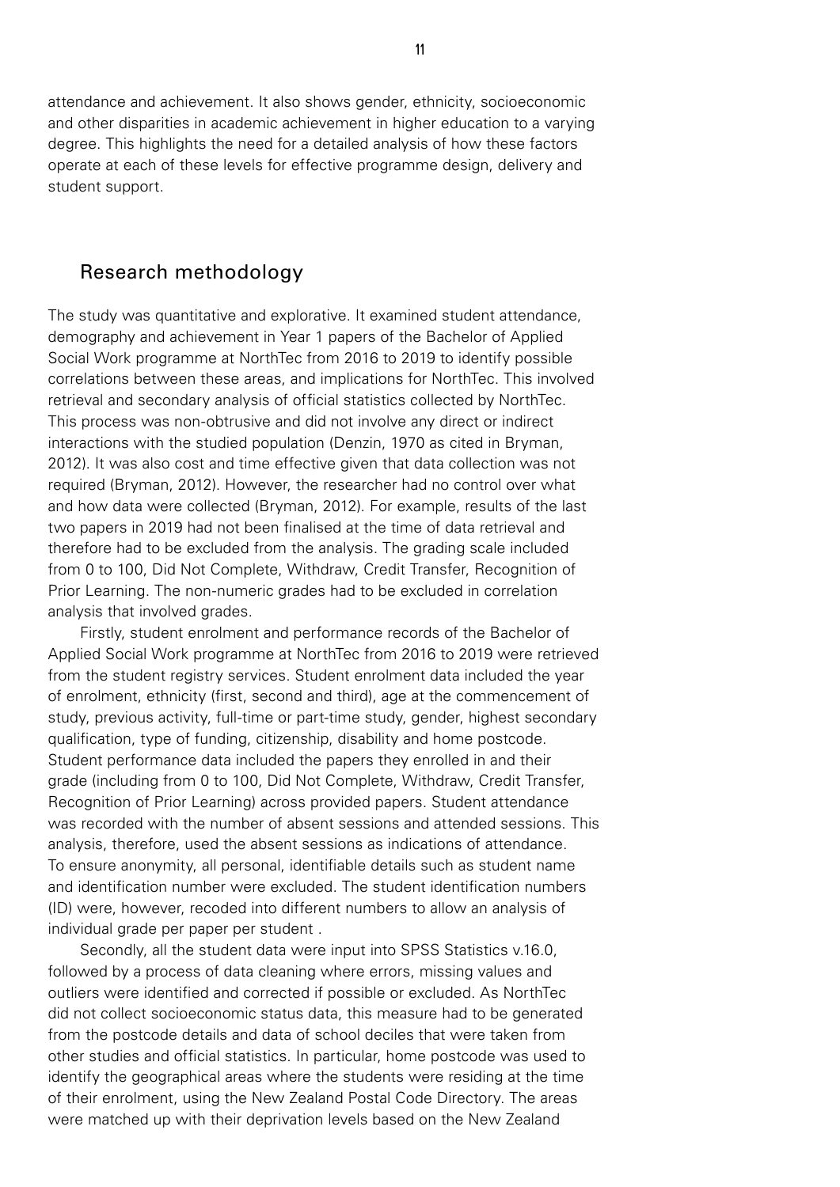attendance and achievement. It also shows gender, ethnicity, socioeconomic and other disparities in academic achievement in higher education to a varying degree. This highlights the need for a detailed analysis of how these factors operate at each of these levels for effective programme design, delivery and student support.

## Research methodology

The study was quantitative and explorative. It examined student attendance, demography and achievement in Year 1 papers of the Bachelor of Applied Social Work programme at NorthTec from 2016 to 2019 to identify possible correlations between these areas, and implications for NorthTec. This involved retrieval and secondary analysis of official statistics collected by NorthTec. This process was non-obtrusive and did not involve any direct or indirect interactions with the studied population (Denzin, 1970 as cited in Bryman, 2012). It was also cost and time effective given that data collection was not required (Bryman, 2012). However, the researcher had no control over what and how data were collected (Bryman, 2012). For example, results of the last two papers in 2019 had not been finalised at the time of data retrieval and therefore had to be excluded from the analysis. The grading scale included from 0 to 100, Did Not Complete, Withdraw, Credit Transfer, Recognition of Prior Learning. The non-numeric grades had to be excluded in correlation analysis that involved grades.

Firstly, student enrolment and performance records of the Bachelor of Applied Social Work programme at NorthTec from 2016 to 2019 were retrieved from the student registry services. Student enrolment data included the year of enrolment, ethnicity (first, second and third), age at the commencement of study, previous activity, full-time or part-time study, gender, highest secondary qualification, type of funding, citizenship, disability and home postcode. Student performance data included the papers they enrolled in and their grade (including from 0 to 100, Did Not Complete, Withdraw, Credit Transfer, Recognition of Prior Learning) across provided papers. Student attendance was recorded with the number of absent sessions and attended sessions. This analysis, therefore, used the absent sessions as indications of attendance. To ensure anonymity, all personal, identifiable details such as student name and identification number were excluded. The student identification numbers (ID) were, however, recoded into different numbers to allow an analysis of individual grade per paper per student .

Secondly, all the student data were input into SPSS Statistics v.16.0, followed by a process of data cleaning where errors, missing values and outliers were identified and corrected if possible or excluded. As NorthTec did not collect socioeconomic status data, this measure had to be generated from the postcode details and data of school deciles that were taken from other studies and official statistics. In particular, home postcode was used to identify the geographical areas where the students were residing at the time of their enrolment, using the New Zealand Postal Code Directory. The areas were matched up with their deprivation levels based on the New Zealand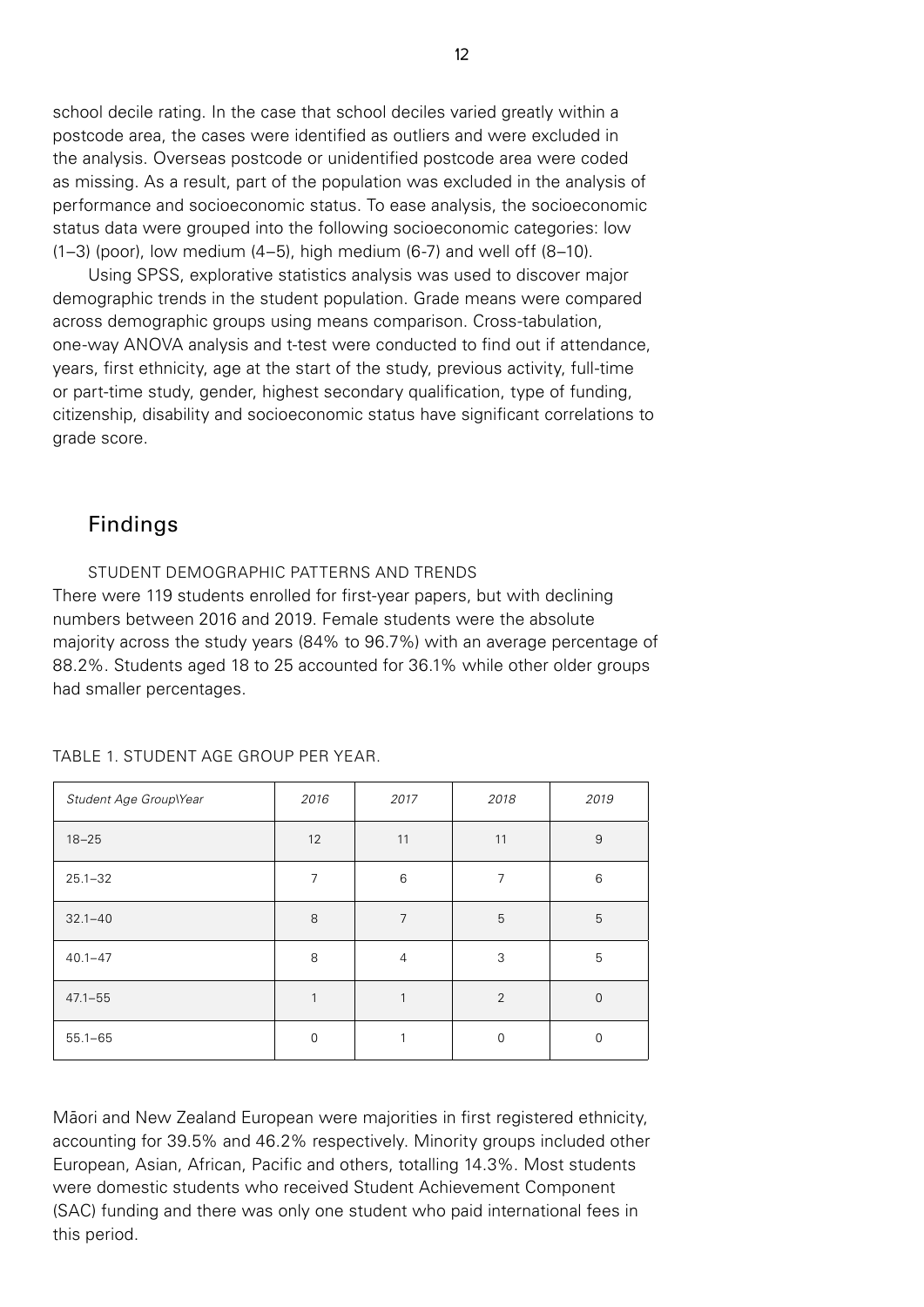school decile rating. In the case that school deciles varied greatly within a postcode area, the cases were identified as outliers and were excluded in the analysis. Overseas postcode or unidentified postcode area were coded as missing. As a result, part of the population was excluded in the analysis of performance and socioeconomic status. To ease analysis, the socioeconomic status data were grouped into the following socioeconomic categories: low (1–3) (poor), low medium (4–5), high medium (6-7) and well off (8–10).

Using SPSS, explorative statistics analysis was used to discover major demographic trends in the student population. Grade means were compared across demographic groups using means comparison. Cross-tabulation, one-way ANOVA analysis and t-test were conducted to find out if attendance, years, first ethnicity, age at the start of the study, previous activity, full-time or part-time study, gender, highest secondary qualification, type of funding, citizenship, disability and socioeconomic status have significant correlations to grade score.

## Findings

### STUDENT DEMOGRAPHIC PATTERNS AND TRENDS

There were 119 students enrolled for first-year papers, but with declining numbers between 2016 and 2019. Female students were the absolute majority across the study years (84% to 96.7%) with an average percentage of 88.2%. Students aged 18 to 25 accounted for 36.1% while other older groups had smaller percentages.

TABLE 1. STUDENT AGE GROUP PER YEAR.

| *Student Age Group\Year* | *2016* | *2017* | *2018* | *2019* |
|---|---|---|---|---|
| 18–25 | 12 | 11 | 11 | 9 |
| 25.1–32 | 7 | 6 | 7 | 6 |
| 32.1–40 | 8 | 7 | 5 | 5 |
| 40.1–47 | 8 | 4 | 3 | 5 |
| 47.1–55 | 1 | 1 | 2 | 0 |
| 55.1–65 | 0 | 1 | 0 | 0 |

Māori and New Zealand European were majorities in first registered ethnicity, accounting for 39.5% and 46.2% respectively. Minority groups included other European, Asian, African, Pacific and others, totalling 14.3%. Most students were domestic students who received Student Achievement Component (SAC) funding and there was only one student who paid international fees in this period.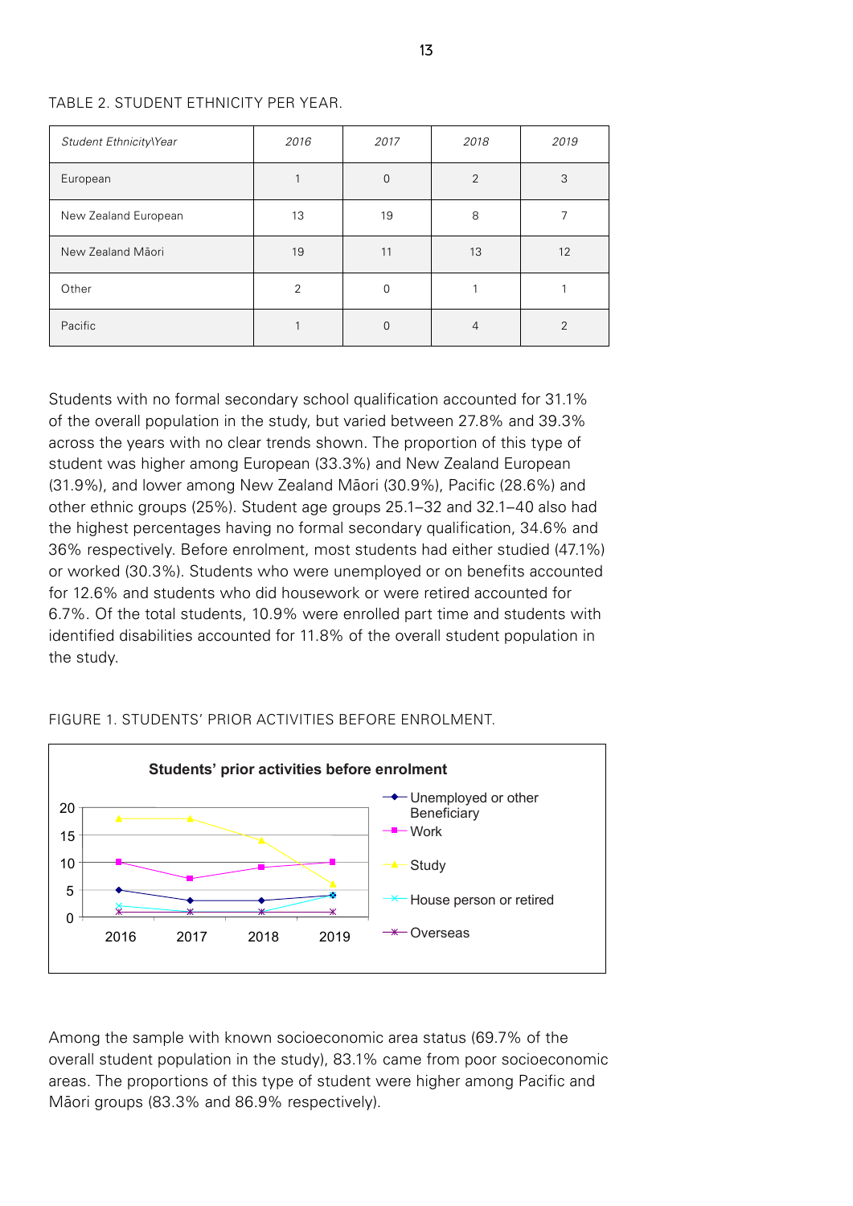TABLE 2. STUDENT ETHNICITY PER YEAR.

| *Student Ethnicity\Year* | *2016* | *2017* | *2018* | *2019* |
|---|---|---|---|---|
| European | 1 | 0 | 2 | 3 |
| New Zealand European | 13 | 19 | 8 | 7 |
| New Zealand Māori | 19 | 11 | 13 | 12 |
| Other | 2 | 0 | 1 | 1 |
| Pacific | 1 | 0 | 4 | 2 |

Students with no formal secondary school qualification accounted for 31.1% of the overall population in the study, but varied between 27.8% and 39.3% across the years with no clear trends shown. The proportion of this type of student was higher among European (33.3%) and New Zealand European (31.9%), and lower among New Zealand Māori (30.9%), Pacific (28.6%) and other ethnic groups (25%). Student age groups 25.1–32 and 32.1–40 also had the highest percentages having no formal secondary qualification, 34.6% and 36% respectively. Before enrolment, most students had either studied (47.1%) or worked (30.3%). Students who were unemployed or on benefits accounted for 12.6% and students who did housework or were retired accounted for 6.7%. Of the total students, 10.9% were enrolled part time and students with identified disabilities accounted for 11.8% of the overall student population in the study.

FIGURE 1. STUDENTS' PRIOR ACTIVITIES BEFORE ENROLMENT.

Among the sample with known socioeconomic area status (69.7% of the overall student population in the study), 83.1% came from poor socioeconomic areas. The proportions of this type of student were higher among Pacific and Māori groups (83.3% and 86.9% respectively).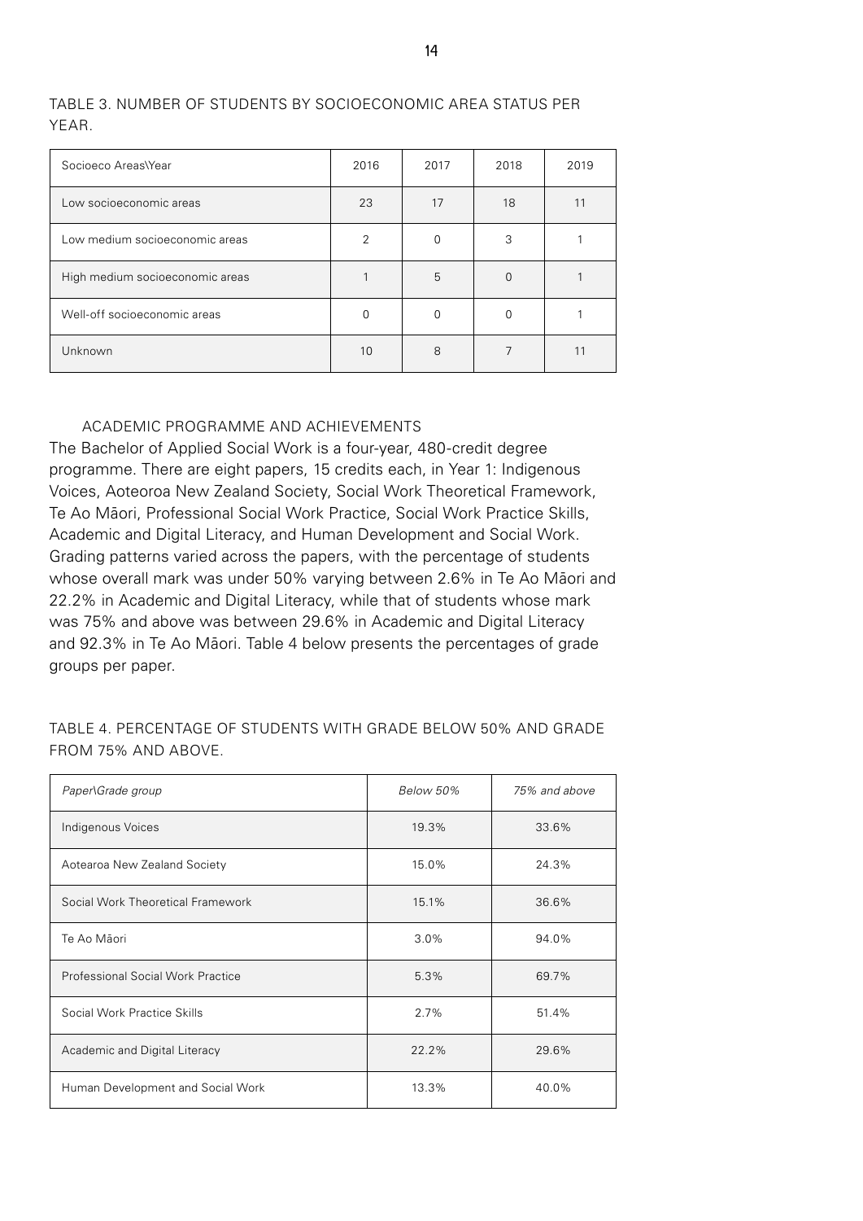TABLE 3. NUMBER OF STUDENTS BY SOCIOECONOMIC AREA STATUS PER YEAR.

| Socioeco Areas\Year | 2016 | 2017 | 2018 | 2019 |
|---|---|---|---|---|
| Low socioeconomic areas | 23 | 17 | 18 | 11 |
| Low medium socioeconomic areas | 2 | 0 | 3 | 1 |
| High medium socioeconomic areas | 1 | 5 | 0 | 1 |
| Well-off socioeconomic areas | 0 | 0 | 0 | 1 |
| Unknown | 10 | 8 | 7 | 11 |

## ACADEMIC PROGRAMME AND ACHIEVEMENTS

The Bachelor of Applied Social Work is a four-year, 480-credit degree programme. There are eight papers, 15 credits each, in Year 1: Indigenous Voices, Aotearoa New Zealand Society, Social Work Theoretical Framework, Te Ao Māori, Professional Social Work Practice, Social Work Practice Skills, Academic and Digital Literacy, and Human Development and Social Work. Grading patterns varied across the papers, with the percentage of students whose overall mark was under 50% varying between 2.6% in Te Ao Māori and 22.2% in Academic and Digital Literacy, while that of students whose mark was 75% and above was between 29.6% in Academic and Digital Literacy and 92.3% in Te Ao Māori. Table 4 below presents the percentages of grade groups per paper.

TABLE 4. PERCENTAGE OF STUDENTS WITH GRADE BELOW 50% AND GRADE FROM 75% AND ABOVE.

| *Paper\Grade group* | *Below 50%* | *75% and above* |
|---|---|---|
| Indigenous Voices | 19.3% | 33.6% |
| Aotearoa New Zealand Society | 15.0% | 24.3% |
| Social Work Theoretical Framework | 15.1% | 36.6% |
| Te Ao Māori | 3.0% | 94.0% |
| Professional Social Work Practice | 5.3% | 69.7% |
| Social Work Practice Skills | 2.7% | 51.4% |
| Academic and Digital Literacy | 22.2% | 29.6% |
| Human Development and Social Work | 13.3% | 40.0% |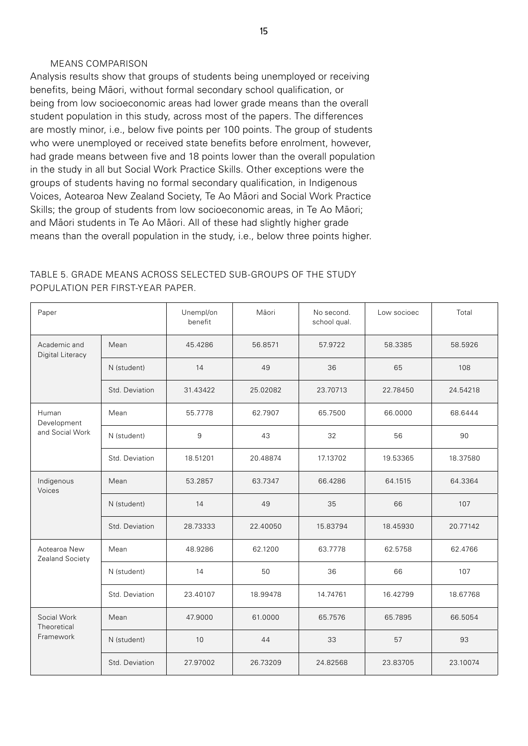## MEANS COMPARISON

Analysis results show that groups of students being unemployed or receiving benefits, being Māori, without formal secondary school qualification, or being from low socioeconomic areas had lower grade means than the overall student population in this study, across most of the papers. The differences are mostly minor, i.e., below five points per 100 points. The group of students who were unemployed or received state benefits before enrolment, however, had grade means between five and 18 points lower than the overall population in the study in all but Social Work Practice Skills. Other exceptions were the groups of students having no formal secondary qualification, in Indigenous Voices, Aotearoa New Zealand Society, Te Ao Māori and Social Work Practice Skills; the group of students from low socioeconomic areas, in Te Ao Māori; and Māori students in Te Ao Māori. All of these had slightly higher grade means than the overall population in the study, i.e., below three points higher.

TABLE 5. GRADE MEANS ACROSS SELECTED SUB-GROUPS OF THE STUDY POPULATION PER FIRST-YEAR PAPER.

| Paper | | Unempl/on benefit | Māori | No second. school qual. | Low socioec | Total |
|---|---|---|---|---|---|---|
| Academic and Digital Literacy | Mean | 45.4286 | 56.8571 | 57.9722 | 58.3385 | 58.5926 |
| | N (student) | 14 | 49 | 36 | 65 | 108 |
| | Std. Deviation | 31.43422 | 25.02082 | 23.70713 | 22.78450 | 24.54218 |
| Human Development and Social Work | Mean | 55.7778 | 62.7907 | 65.7500 | 66.0000 | 68.6444 |
| | N (student) | 9 | 43 | 32 | 56 | 90 |
| | Std. Deviation | 18.51201 | 20.48874 | 17.13702 | 19.53365 | 18.37580 |
| Indigenous Voices | Mean | 53.2857 | 63.7347 | 66.4286 | 64.1515 | 64.3364 |
| | N (student) | 14 | 49 | 35 | 66 | 107 |
| | Std. Deviation | 28.73333 | 22.40050 | 15.83794 | 18.45930 | 20.77142 |
| Aotearoa New Zealand Society | Mean | 48.9286 | 62.1200 | 63.7778 | 62.5758 | 62.4766 |
| | N (student) | 14 | 50 | 36 | 66 | 107 |
| | Std. Deviation | 23.40107 | 18.99478 | 14.74761 | 16.42799 | 18.67768 |
| Social Work Theoretical Framework | Mean | 47.9000 | 61.0000 | 65.7576 | 65.7895 | 66.5054 |
| | N (student) | 10 | 44 | 33 | 57 | 93 |
| | Std. Deviation | 27.97002 | 26.73209 | 24.82568 | 23.83705 | 23.10074 |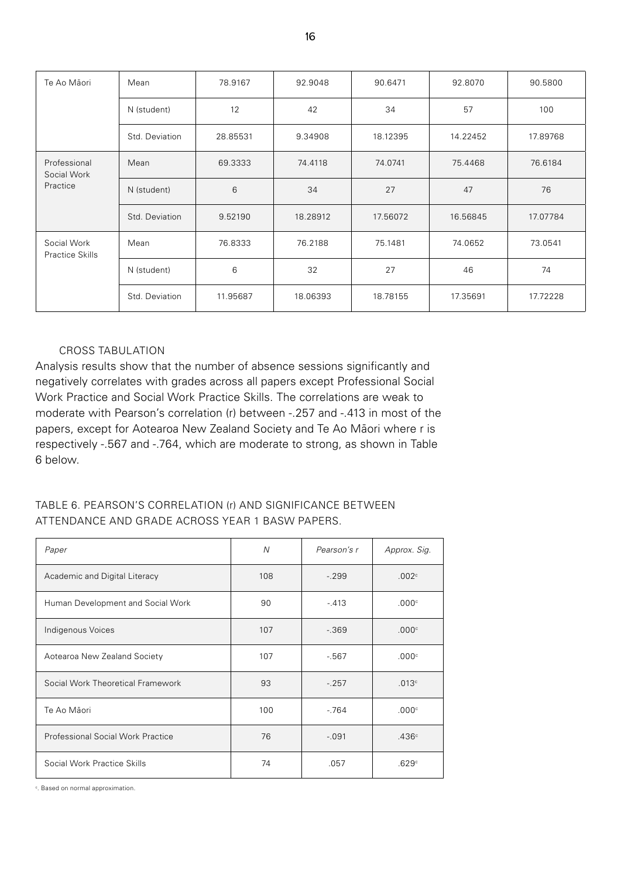| Te Ao Māori | Mean | 78.9167 | 92.9048 | 90.6471 | 92.8070 | 90.5800 |
|---|---|---|---|---|---|---|
| | N (student) | 12 | 42 | 34 | 57 | 100 |
| | Std. Deviation | 28.85531 | 9.34908 | 18.12395 | 14.22452 | 17.89768 |
| Professional Social Work Practice | Mean | 69.3333 | 74.4118 | 74.0741 | 75.4468 | 76.6184 |
| | N (student) | 6 | 34 | 27 | 47 | 76 |
| | Std. Deviation | 9.52190 | 18.28912 | 17.56072 | 16.56845 | 17.07784 |
| Social Work Practice Skills | Mean | 76.8333 | 76.2188 | 75.1481 | 74.0652 | 73.0541 |
| | N (student) | 6 | 32 | 27 | 46 | 74 |
| | Std. Deviation | 11.95687 | 18.06393 | 18.78155 | 17.35691 | 17.72228 |

### CROSS TABULATION

Analysis results show that the number of absence sessions significantly and negatively correlates with grades across all papers except Professional Social Work Practice and Social Work Practice Skills. The correlations are weak to moderate with Pearson's correlation (r) between -.257 and -.413 in most of the papers, except for Aotearoa New Zealand Society and Te Ao Māori where r is respectively -.567 and -.764, which are moderate to strong, as shown in Table 6 below.

TABLE 6. PEARSON'S CORRELATION (r) AND SIGNIFICANCE BETWEEN ATTENDANCE AND GRADE ACROSS YEAR 1 BASW PAPERS.

| *Paper* | *N* | *Pearson's r* | *Approx. Sig.* |
|---|---|---|---|
| Academic and Digital Literacy | 108 | -.299 | .002[c] |
| Human Development and Social Work | 90 | -.413 | .000[c] |
| Indigenous Voices | 107 | -.369 | .000[c] |
| Aotearoa New Zealand Society | 107 | -.567 | .000[c] |
| Social Work Theoretical Framework | 93 | -.257 | .013[c] |
| Te Ao Māori | 100 | -.764 | .000[c] |
| Professional Social Work Practice | 76 | -.091 | .436[c] |
| Social Work Practice Skills | 74 | .057 | .629[c] |

[c]. Based on normal approximation.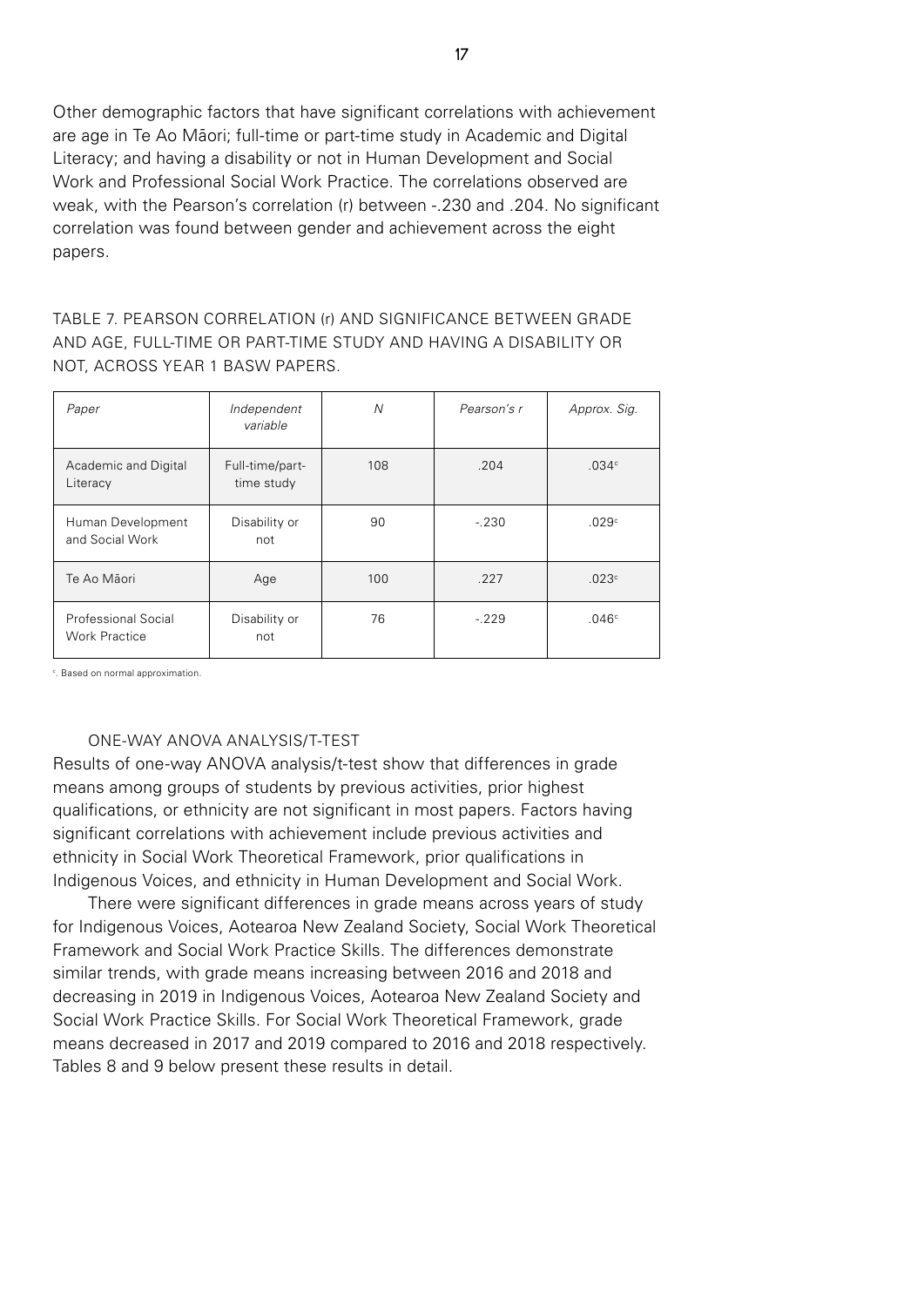Other demographic factors that have significant correlations with achievement are age in Te Ao Māori; full-time or part-time study in Academic and Digital Literacy; and having a disability or not in Human Development and Social Work and Professional Social Work Practice. The correlations observed are weak, with the Pearson's correlation (r) between -.230 and .204. No significant correlation was found between gender and achievement across the eight papers.

TABLE 7. PEARSON CORRELATION (r) AND SIGNIFICANCE BETWEEN GRADE AND AGE, FULL-TIME OR PART-TIME STUDY AND HAVING A DISABILITY OR NOT, ACROSS YEAR 1 BASW PAPERS.

| *Paper* | *Independent variable* | *N* | *Pearson's r* | *Approx. Sig.* |
|---|---|---|---|---|
| Academic and Digital Literacy | Full-time/part-time study | 108 | .204 | .034[c] |
| Human Development and Social Work | Disability or not | 90 | -.230 | .029[c] |
| Te Ao Māori | Age | 100 | .227 | .023[c] |
| Professional Social Work Practice | Disability or not | 76 | -.229 | .046[c] |

[c]. Based on normal approximation.

### ONE-WAY ANOVA ANALYSIS/T-TEST

Results of one-way ANOVA analysis/t-test show that differences in grade means among groups of students by previous activities, prior highest qualifications, or ethnicity are not significant in most papers. Factors having significant correlations with achievement include previous activities and ethnicity in Social Work Theoretical Framework, prior qualifications in Indigenous Voices, and ethnicity in Human Development and Social Work.

There were significant differences in grade means across years of study for Indigenous Voices, Aotearoa New Zealand Society, Social Work Theoretical Framework and Social Work Practice Skills. The differences demonstrate similar trends, with grade means increasing between 2016 and 2018 and decreasing in 2019 in Indigenous Voices, Aotearoa New Zealand Society and Social Work Practice Skills. For Social Work Theoretical Framework, grade means decreased in 2017 and 2019 compared to 2016 and 2018 respectively. Tables 8 and 9 below present these results in detail.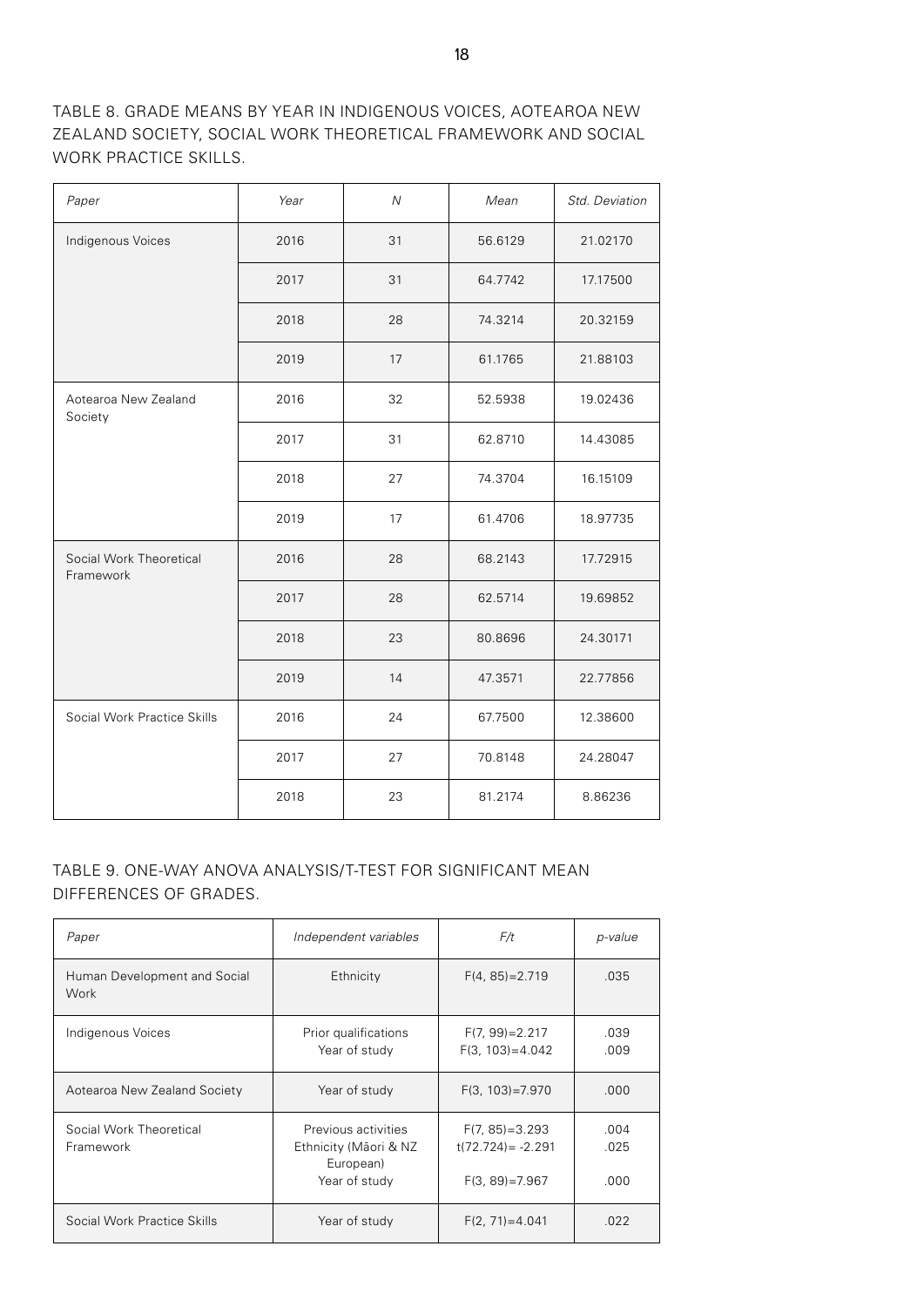TABLE 8. GRADE MEANS BY YEAR IN INDIGENOUS VOICES, AOTEAROA NEW ZEALAND SOCIETY, SOCIAL WORK THEORETICAL FRAMEWORK AND SOCIAL WORK PRACTICE SKILLS.

| *Paper* | *Year* | *N* | *Mean* | *Std. Deviation* |
|---|---|---|---|---|
| Indigenous Voices | 2016 | 31 | 56.6129 | 21.02170 |
| | 2017 | 31 | 64.7742 | 17.17500 |
| | 2018 | 28 | 74.3214 | 20.32159 |
| | 2019 | 17 | 61.1765 | 21.88103 |
| Aotearoa New Zealand Society | 2016 | 32 | 52.5938 | 19.02436 |
| | 2017 | 31 | 62.8710 | 14.43085 |
| | 2018 | 27 | 74.3704 | 16.15109 |
| | 2019 | 17 | 61.4706 | 18.97735 |
| Social Work Theoretical Framework | 2016 | 28 | 68.2143 | 17.72915 |
| | 2017 | 28 | 62.5714 | 19.69852 |
| | 2018 | 23 | 80.8696 | 24.30171 |
| | 2019 | 14 | 47.3571 | 22.77856 |
| Social Work Practice Skills | 2016 | 24 | 67.7500 | 12.38600 |
| | 2017 | 27 | 70.8148 | 24.28047 |
| | 2018 | 23 | 81.2174 | 8.86236 |

TABLE 9. ONE-WAY ANOVA ANALYSIS/T-TEST FOR SIGNIFICANT MEAN DIFFERENCES OF GRADES.

| *Paper* | *Independent variables* | *F/t* | *p-value* |
|---|---|---|---|
| Human Development and Social Work | Ethnicity | $F(4, 85)=2.719$ | .035 |
| Indigenous Voices | Prior qualifications<br>Year of study | $F(7, 99)=2.217$<br>$F(3, 103)=4.042$ | .039<br>.009 |
| Aotearoa New Zealand Society | Year of study | $F(3, 103)=7.970$ | .000 |
| Social Work Theoretical Framework | Previous activities<br>Ethnicity (Māori & NZ European)<br>Year of study | $F(7, 85)=3.293$<br>$t(72.724)= -2.291$<br>$F(3, 89)=7.967$ | .004<br>.025<br>.000 |
| Social Work Practice Skills | Year of study | $F(2, 71)=4.041$ | .022 |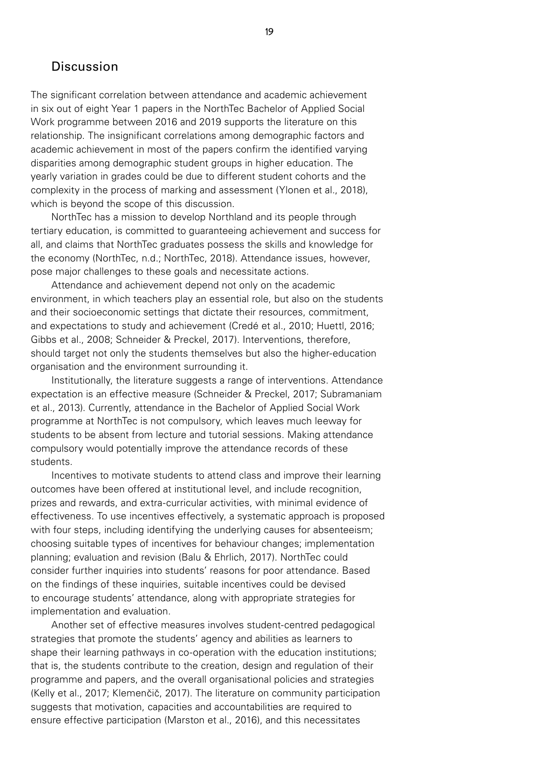## Discussion

The significant correlation between attendance and academic achievement in six out of eight Year 1 papers in the NorthTec Bachelor of Applied Social Work programme between 2016 and 2019 supports the literature on this relationship. The insignificant correlations among demographic factors and academic achievement in most of the papers confirm the identified varying disparities among demographic student groups in higher education. The yearly variation in grades could be due to different student cohorts and the complexity in the process of marking and assessment (Ylonen et al., 2018), which is beyond the scope of this discussion.

NorthTec has a mission to develop Northland and its people through tertiary education, is committed to guaranteeing achievement and success for all, and claims that NorthTec graduates possess the skills and knowledge for the economy (NorthTec, n.d.; NorthTec, 2018). Attendance issues, however, pose major challenges to these goals and necessitate actions.

Attendance and achievement depend not only on the academic environment, in which teachers play an essential role, but also on the students and their socioeconomic settings that dictate their resources, commitment, and expectations to study and achievement (Credé et al., 2010; Huettl, 2016; Gibbs et al., 2008; Schneider & Preckel, 2017). Interventions, therefore, should target not only the students themselves but also the higher-education organisation and the environment surrounding it.

Institutionally, the literature suggests a range of interventions. Attendance expectation is an effective measure (Schneider & Preckel, 2017; Subramaniam et al., 2013). Currently, attendance in the Bachelor of Applied Social Work programme at NorthTec is not compulsory, which leaves much leeway for students to be absent from lecture and tutorial sessions. Making attendance compulsory would potentially improve the attendance records of these students.

Incentives to motivate students to attend class and improve their learning outcomes have been offered at institutional level, and include recognition, prizes and rewards, and extra-curricular activities, with minimal evidence of effectiveness. To use incentives effectively, a systematic approach is proposed with four steps, including identifying the underlying causes for absenteeism; choosing suitable types of incentives for behaviour changes; implementation planning; evaluation and revision (Balu & Ehrlich, 2017). NorthTec could consider further inquiries into students' reasons for poor attendance. Based on the findings of these inquiries, suitable incentives could be devised to encourage students' attendance, along with appropriate strategies for implementation and evaluation.

Another set of effective measures involves student-centred pedagogical strategies that promote the students' agency and abilities as learners to shape their learning pathways in co-operation with the education institutions; that is, the students contribute to the creation, design and regulation of their programme and papers, and the overall organisational policies and strategies (Kelly et al., 2017; Klemenčič, 2017). The literature on community participation suggests that motivation, capacities and accountabilities are required to ensure effective participation (Marston et al., 2016), and this necessitates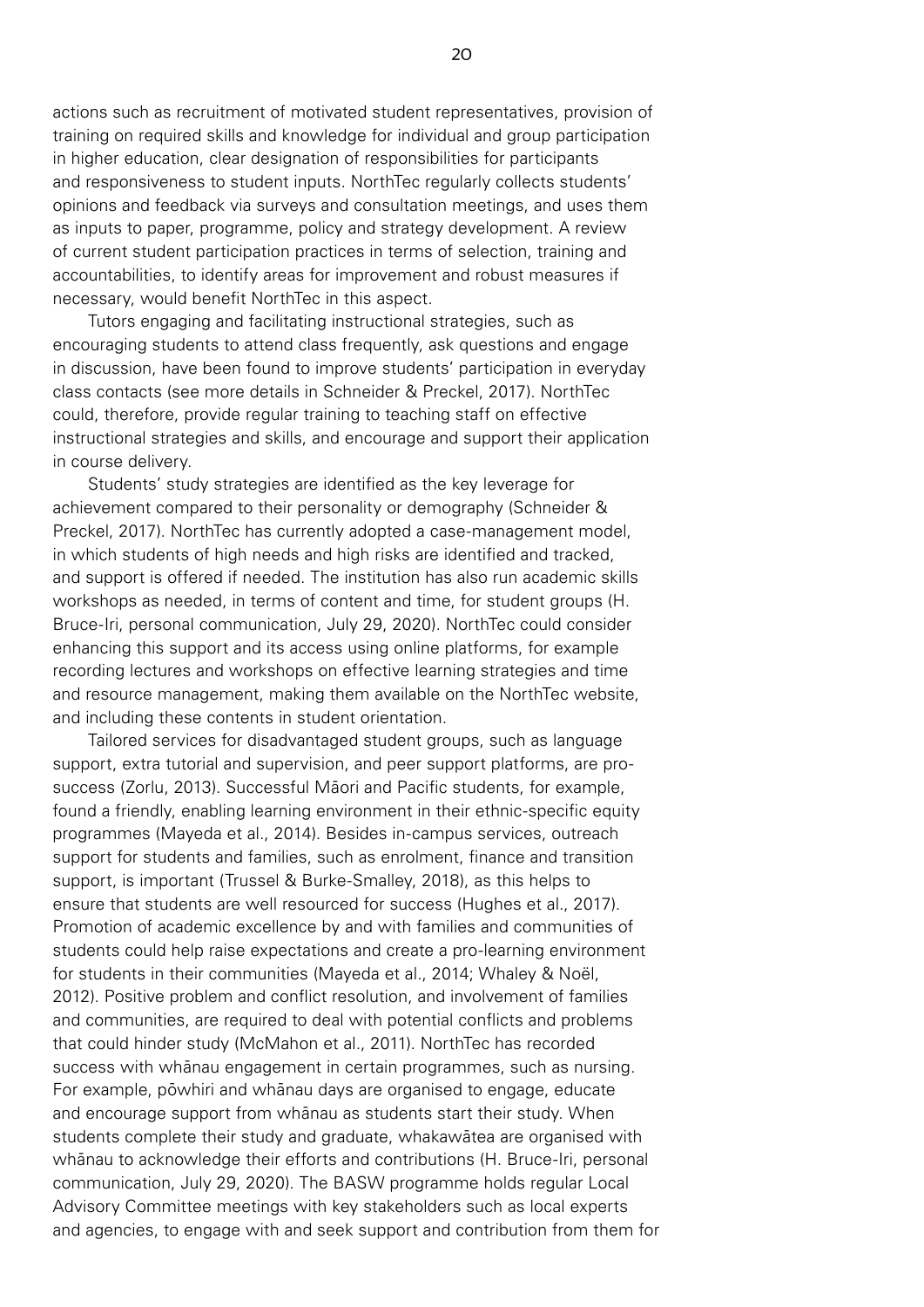actions such as recruitment of motivated student representatives, provision of training on required skills and knowledge for individual and group participation in higher education, clear designation of responsibilities for participants and responsiveness to student inputs. NorthTec regularly collects students' opinions and feedback via surveys and consultation meetings, and uses them as inputs to paper, programme, policy and strategy development. A review of current student participation practices in terms of selection, training and accountabilities, to identify areas for improvement and robust measures if necessary, would benefit NorthTec in this aspect.

Tutors engaging and facilitating instructional strategies, such as encouraging students to attend class frequently, ask questions and engage in discussion, have been found to improve students' participation in everyday class contacts (see more details in Schneider & Preckel, 2017). NorthTec could, therefore, provide regular training to teaching staff on effective instructional strategies and skills, and encourage and support their application in course delivery.

Students' study strategies are identified as the key leverage for achievement compared to their personality or demography (Schneider & Preckel, 2017). NorthTec has currently adopted a case-management model, in which students of high needs and high risks are identified and tracked, and support is offered if needed. The institution has also run academic skills workshops as needed, in terms of content and time, for student groups (H. Bruce-Iri, personal communication, July 29, 2020). NorthTec could consider enhancing this support and its access using online platforms, for example recording lectures and workshops on effective learning strategies and time and resource management, making them available on the NorthTec website, and including these contents in student orientation.

Tailored services for disadvantaged student groups, such as language support, extra tutorial and supervision, and peer support platforms, are pro-success (Zorlu, 2013). Successful Māori and Pacific students, for example, found a friendly, enabling learning environment in their ethnic-specific equity programmes (Mayeda et al., 2014). Besides in-campus services, outreach support for students and families, such as enrolment, finance and transition support, is important (Trussel & Burke-Smalley, 2018), as this helps to ensure that students are well resourced for success (Hughes et al., 2017). Promotion of academic excellence by and with families and communities of students could help raise expectations and create a pro-learning environment for students in their communities (Mayeda et al., 2014; Whaley & Noël, 2012). Positive problem and conflict resolution, and involvement of families and communities, are required to deal with potential conflicts and problems that could hinder study (McMahon et al., 2011). NorthTec has recorded success with whānau engagement in certain programmes, such as nursing. For example, pōwhiri and whānau days are organised to engage, educate and encourage support from whānau as students start their study. When students complete their study and graduate, whakawātea are organised with whānau to acknowledge their efforts and contributions (H. Bruce-Iri, personal communication, July 29, 2020). The BASW programme holds regular Local Advisory Committee meetings with key stakeholders such as local experts and agencies, to engage with and seek support and contribution from them for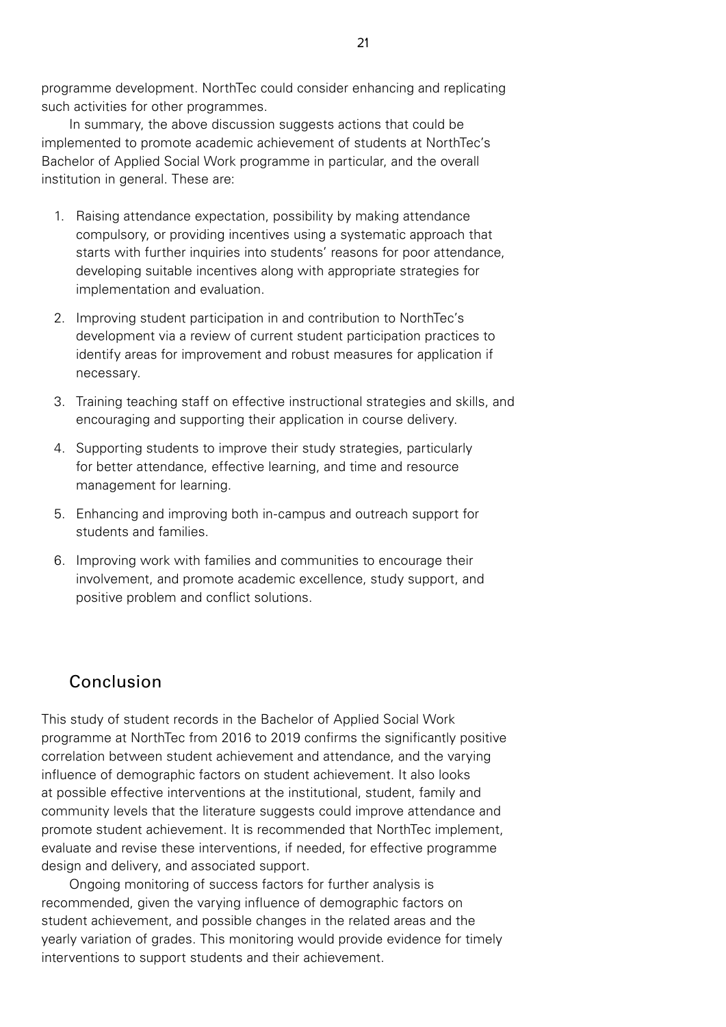programme development. NorthTec could consider enhancing and replicating such activities for other programmes.

In summary, the above discussion suggests actions that could be implemented to promote academic achievement of students at NorthTec's Bachelor of Applied Social Work programme in particular, and the overall institution in general. These are:

1. Raising attendance expectation, possibility by making attendance compulsory, or providing incentives using a systematic approach that starts with further inquiries into students' reasons for poor attendance, developing suitable incentives along with appropriate strategies for implementation and evaluation.
2. Improving student participation in and contribution to NorthTec's development via a review of current student participation practices to identify areas for improvement and robust measures for application if necessary.
3. Training teaching staff on effective instructional strategies and skills, and encouraging and supporting their application in course delivery.
4. Supporting students to improve their study strategies, particularly for better attendance, effective learning, and time and resource management for learning.
5. Enhancing and improving both in-campus and outreach support for students and families.
6. Improving work with families and communities to encourage their involvement, and promote academic excellence, study support, and positive problem and conflict solutions.

## Conclusion

This study of student records in the Bachelor of Applied Social Work programme at NorthTec from 2016 to 2019 confirms the significantly positive correlation between student achievement and attendance, and the varying influence of demographic factors on student achievement. It also looks at possible effective interventions at the institutional, student, family and community levels that the literature suggests could improve attendance and promote student achievement. It is recommended that NorthTec implement, evaluate and revise these interventions, if needed, for effective programme design and delivery, and associated support.

Ongoing monitoring of success factors for further analysis is recommended, given the varying influence of demographic factors on student achievement, and possible changes in the related areas and the yearly variation of grades. This monitoring would provide evidence for timely interventions to support students and their achievement.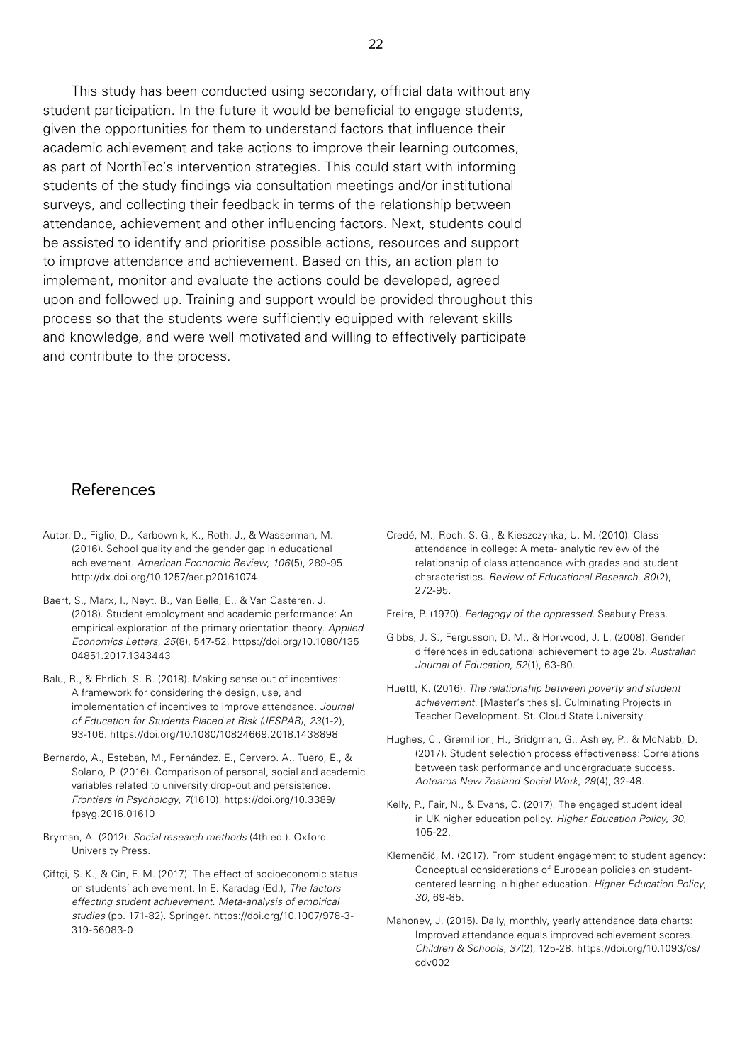This study has been conducted using secondary, official data without any student participation. In the future it would be beneficial to engage students, given the opportunities for them to understand factors that influence their academic achievement and take actions to improve their learning outcomes, as part of NorthTec's intervention strategies. This could start with informing students of the study findings via consultation meetings and/or institutional surveys, and collecting their feedback in terms of the relationship between attendance, achievement and other influencing factors. Next, students could be assisted to identify and prioritise possible actions, resources and support to improve attendance and achievement. Based on this, an action plan to implement, monitor and evaluate the actions could be developed, agreed upon and followed up. Training and support would be provided throughout this process so that the students were sufficiently equipped with relevant skills and knowledge, and were well motivated and willing to effectively participate and contribute to the process.

## References

Autor, D., Figlio, D., Karbownik, K., Roth, J., & Wasserman, M. (2016). School quality and the gender gap in educational achievement. *American Economic Review, 106*(5), 289-95. http://dx.doi.org/10.1257/aer.p20161074

Baert, S., Marx, I., Neyt, B., Van Belle, E., & Van Casteren, J. (2018). Student employment and academic performance: An empirical exploration of the primary orientation theory. *Applied Economics Letters, 25*(8), 547-52. https://doi.org/10.1080/13504851.2017.1343443

Balu, R., & Ehrlich, S. B. (2018). Making sense out of incentives: A framework for considering the design, use, and implementation of incentives to improve attendance. *Journal of Education for Students Placed at Risk (JESPAR), 23*(1-2), 93-106. https://doi.org/10.1080/10824669.2018.1438898

Bernardo, A., Esteban, M., Fernández. E., Cervero. A., Tuero, E., & Solano, P. (2016). Comparison of personal, social and academic variables related to university drop-out and persistence. *Frontiers in Psychology, 7*(1610). https://doi.org/10.3389/fpsyg.2016.01610

Bryman, A. (2012). *Social research methods* (4th ed.). Oxford University Press.

Çiftçi, Ş. K., & Cin, F. M. (2017). The effect of socioeconomic status on students' achievement. In E. Karadag (Ed.), *The factors effecting student achievement. Meta-analysis of empirical studies* (pp. 171-82). Springer. https://doi.org/10.1007/978-3-319-56083-0

Credé, M., Roch, S. G., & Kieszczynka, U. M. (2010). Class attendance in college: A meta- analytic review of the relationship of class attendance with grades and student characteristics. *Review of Educational Research, 80*(2), 272-95.

Freire, P. (1970). *Pedagogy of the oppressed.* Seabury Press.

Gibbs, J. S., Fergusson, D. M., & Horwood, J. L. (2008). Gender differences in educational achievement to age 25. *Australian Journal of Education, 52*(1), 63-80.

Huettl, K. (2016). *The relationship between poverty and student achievement.* [Master's thesis]. Culminating Projects in Teacher Development. St. Cloud State University.

Hughes, C., Gremillion, H., Bridgman, G., Ashley, P., & McNabb, D. (2017). Student selection process effectiveness: Correlations between task performance and undergraduate success. *Aotearoa New Zealand Social Work, 29*(4), 32-48.

Kelly, P., Fair, N., & Evans, C. (2017). The engaged student ideal in UK higher education policy. *Higher Education Policy, 30*, 105-22.

Klemenčič, M. (2017). From student engagement to student agency: Conceptual considerations of European policies on student-centered learning in higher education. *Higher Education Policy, 30*, 69-85.

Mahoney, J. (2015). Daily, monthly, yearly attendance data charts: Improved attendance equals improved achievement scores. *Children & Schools, 37*(2), 125-28. https://doi.org/10.1093/cs/cdv002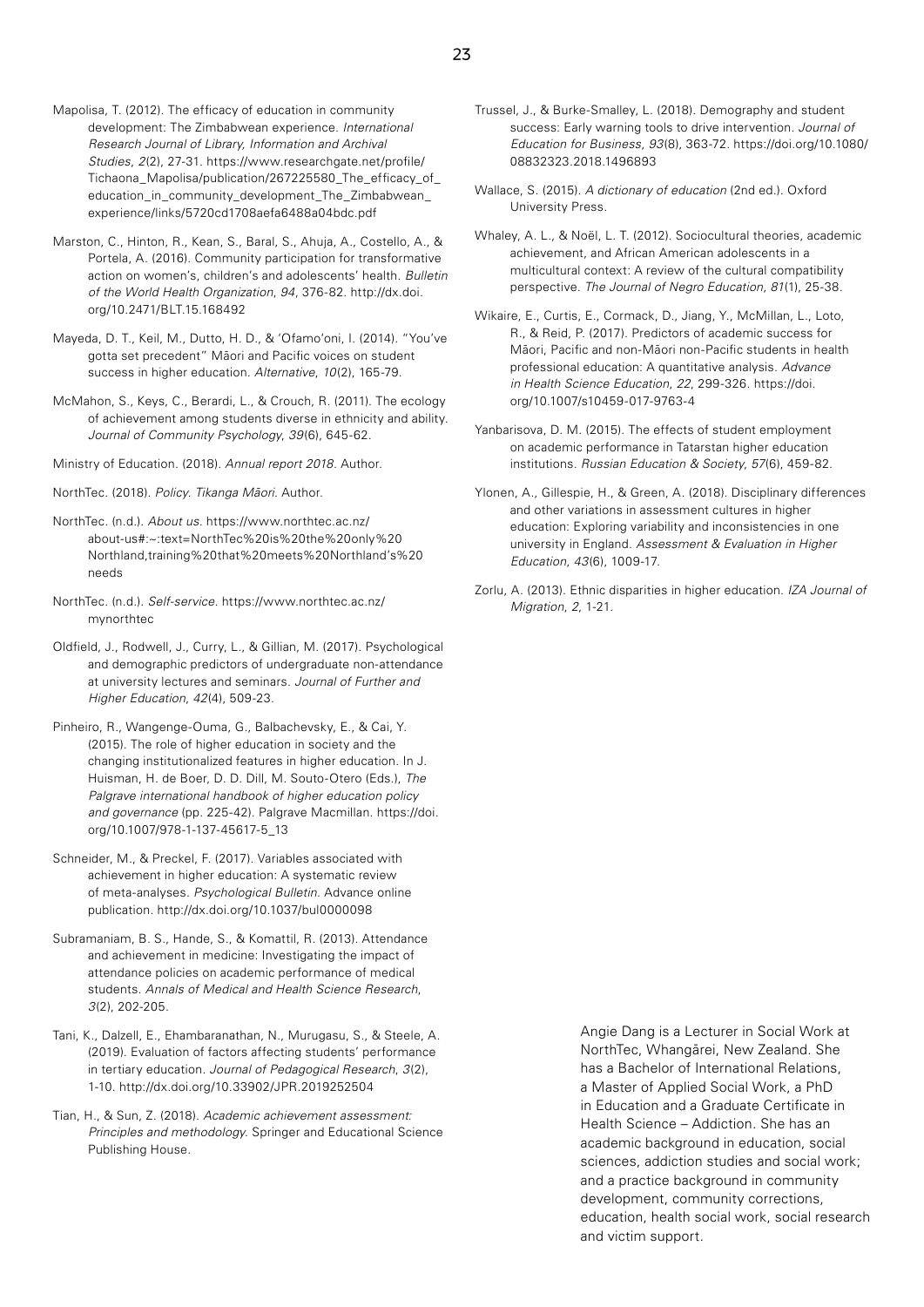Mapolisa, T. (2012). The efficacy of education in community development: The Zimbabwean experience. *International Research Journal of Library, Information and Archival Studies*, *2*(2), 27-31. https://www.researchgate.net/profile/Tichaona_Mapolisa/publication/267225580_The_efficacy_of_education_in_community_development_The_Zimbabwean_experience/links/5720cd1708aefa6488a04bdc.pdf

Marston, C., Hinton, R., Kean, S., Baral, S., Ahuja, A., Costello, A., & Portela, A. (2016). Community participation for transformative action on women's, children's and adolescents' health. *Bulletin of the World Health Organization*, *94*, 376-82. http://dx.doi.org/10.2471/BLT.15.168492

Mayeda, D. T., Keil, M., Dutto, H. D., & 'Ofamo'oni, I. (2014). "You've gotta set precedent" Māori and Pacific voices on student success in higher education. *Alternative*, *10*(2), 165-79.

McMahon, S., Keys, C., Berardi, L., & Crouch, R. (2011). The ecology of achievement among students diverse in ethnicity and ability. *Journal of Community Psychology*, *39*(6), 645-62.

Ministry of Education. (2018). *Annual report 2018*. Author.

NorthTec. (2018). *Policy. Tikanga Māori*. Author.

NorthTec. (n.d.). *About us*. https://www.northtec.ac.nz/about-us#:~:text=NorthTec%20is%20the%20only%20Northland,training%20that%20meets%20Northland's%20needs

NorthTec. (n.d.). *Self-service*. https://www.northtec.ac.nz/mynorthtec

Oldfield, J., Rodwell, J., Curry, L., & Gillian, M. (2017). Psychological and demographic predictors of undergraduate non-attendance at university lectures and seminars. *Journal of Further and Higher Education*, *42*(4), 509-23.

Pinheiro, R., Wangenge-Ouma, G., Balbachevsky, E., & Cai, Y. (2015). The role of higher education in society and the changing institutionalized features in higher education. In J. Huisman, H. de Boer, D. D. Dill, M. Souto-Otero (Eds.), *The Palgrave international handbook of higher education policy and governance* (pp. 225-42). Palgrave Macmillan. https://doi.org/10.1007/978-1-137-45617-5_13

Schneider, M., & Preckel, F. (2017). Variables associated with achievement in higher education: A systematic review of meta-analyses. *Psychological Bulletin*. Advance online publication. http://dx.doi.org/10.1037/bul0000098

Subramaniam, B. S., Hande, S., & Komattil, R. (2013). Attendance and achievement in medicine: Investigating the impact of attendance policies on academic performance of medical students. *Annals of Medical and Health Science Research*, *3*(2), 202-205.

Tani, K., Dalzell, E., Ehambaranathan, N., Murugasu, S., & Steele, A. (2019). Evaluation of factors affecting students' performance in tertiary education. *Journal of Pedagogical Research*, *3*(2), 1-10. http://dx.doi.org/10.33902/JPR.2019252504

Tian, H., & Sun, Z. (2018). *Academic achievement assessment: Principles and methodology*. Springer and Educational Science Publishing House.

Trussel, J., & Burke-Smalley, L. (2018). Demography and student success: Early warning tools to drive intervention. *Journal of Education for Business*, *93*(8), 363-72. https://doi.org/10.1080/08832323.2018.1496893

Wallace, S. (2015). *A dictionary of education* (2nd ed.). Oxford University Press.

Whaley, A. L., & Noël, L. T. (2012). Sociocultural theories, academic achievement, and African American adolescents in a multicultural context: A review of the cultural compatibility perspective. *The Journal of Negro Education*, *81*(1), 25-38.

Wikaire, E., Curtis, E., Cormack, D., Jiang, Y., McMillan, L., Loto, R., & Reid, P. (2017). Predictors of academic success for Māori, Pacific and non-Māori non-Pacific students in health professional education: A quantitative analysis. *Advance in Health Science Education*, *22*, 299-326. https://doi.org/10.1007/s10459-017-9763-4

Yanbarisova, D. M. (2015). The effects of student employment on academic performance in Tatarstan higher education institutions. *Russian Education & Society*, *57*(6), 459-82.

Ylonen, A., Gillespie, H., & Green, A. (2018). Disciplinary differences and other variations in assessment cultures in higher education: Exploring variability and inconsistencies in one university in England. *Assessment & Evaluation in Higher Education*, *43*(6), 1009-17.

Zorlu, A. (2013). Ethnic disparities in higher education. *IZA Journal of Migration*, *2*, 1-21.

Angie Dang is a Lecturer in Social Work at NorthTec, Whangārei, New Zealand. She has a Bachelor of International Relations, a Master of Applied Social Work, a PhD in Education and a Graduate Certificate in Health Science – Addiction. She has an academic background in education, social sciences, addiction studies and social work; and a practice background in community development, community corrections, education, health social work, social research and victim support.